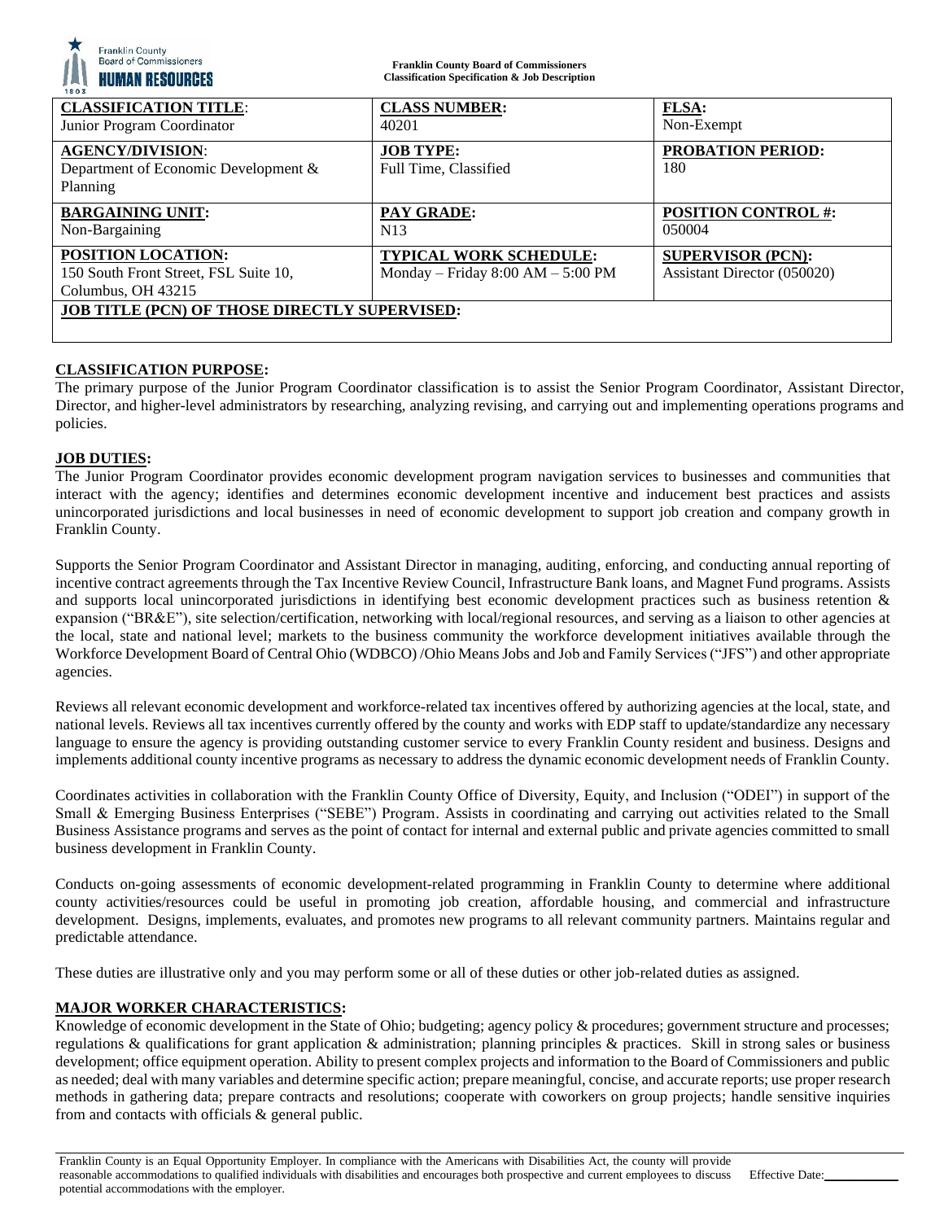**Franklin County Board of Commissioners**
**Classification Specification & Job Description**

| **CLASSIFICATION TITLE:** Junior Program Coordinator | **CLASS NUMBER:** 40201 | **FLSA:** Non-Exempt |
|---|---|---|
| **AGENCY/DIVISION:** Department of Economic Development & Planning | **JOB TYPE:** Full Time, Classified | **PROBATION PERIOD:** 180 |
| **BARGAINING UNIT:** Non-Bargaining | **PAY GRADE:** N13 | **POSITION CONTROL #:** 050004 |
| **POSITION LOCATION:** 150 South Front Street, FSL Suite 10, Columbus, OH 43215 | **TYPICAL WORK SCHEDULE:** Monday – Friday 8:00 AM – 5:00 PM | **SUPERVISOR (PCN):** Assistant Director (050020) |
| **JOB TITLE (PCN) OF THOSE DIRECTLY SUPERVISED:** | | |

## CLASSIFICATION PURPOSE:

The primary purpose of the Junior Program Coordinator classification is to assist the Senior Program Coordinator, Assistant Director, Director, and higher-level administrators by researching, analyzing revising, and carrying out and implementing operations programs and policies.

## JOB DUTIES:

The Junior Program Coordinator provides economic development program navigation services to businesses and communities that interact with the agency; identifies and determines economic development incentive and inducement best practices and assists unincorporated jurisdictions and local businesses in need of economic development to support job creation and company growth in Franklin County.

Supports the Senior Program Coordinator and Assistant Director in managing, auditing, enforcing, and conducting annual reporting of incentive contract agreements through the Tax Incentive Review Council, Infrastructure Bank loans, and Magnet Fund programs. Assists and supports local unincorporated jurisdictions in identifying best economic development practices such as business retention & expansion ("BR&E"), site selection/certification, networking with local/regional resources, and serving as a liaison to other agencies at the local, state and national level; markets to the business community the workforce development initiatives available through the Workforce Development Board of Central Ohio (WDBCO) /Ohio Means Jobs and Job and Family Services ("JFS") and other appropriate agencies.

Reviews all relevant economic development and workforce-related tax incentives offered by authorizing agencies at the local, state, and national levels. Reviews all tax incentives currently offered by the county and works with EDP staff to update/standardize any necessary language to ensure the agency is providing outstanding customer service to every Franklin County resident and business. Designs and implements additional county incentive programs as necessary to address the dynamic economic development needs of Franklin County.

Coordinates activities in collaboration with the Franklin County Office of Diversity, Equity, and Inclusion ("ODEI") in support of the Small & Emerging Business Enterprises ("SEBE") Program. Assists in coordinating and carrying out activities related to the Small Business Assistance programs and serves as the point of contact for internal and external public and private agencies committed to small business development in Franklin County.

Conducts on-going assessments of economic development-related programming in Franklin County to determine where additional county activities/resources could be useful in promoting job creation, affordable housing, and commercial and infrastructure development. Designs, implements, evaluates, and promotes new programs to all relevant community partners. Maintains regular and predictable attendance.

These duties are illustrative only and you may perform some or all of these duties or other job-related duties as assigned.

## MAJOR WORKER CHARACTERISTICS:

Knowledge of economic development in the State of Ohio; budgeting; agency policy & procedures; government structure and processes; regulations & qualifications for grant application & administration; planning principles & practices. Skill in strong sales or business development; office equipment operation. Ability to present complex projects and information to the Board of Commissioners and public as needed; deal with many variables and determine specific action; prepare meaningful, concise, and accurate reports; use proper research methods in gathering data; prepare contracts and resolutions; cooperate with coworkers on group projects; handle sensitive inquiries from and contacts with officials & general public.

Franklin County is an Equal Opportunity Employer. In compliance with the Americans with Disabilities Act, the county will provide reasonable accommodations to qualified individuals with disabilities and encourages both prospective and current employees to discuss potential accommodations with the employer. Effective Date:\_\_\_\_\_\_\_\_\_\_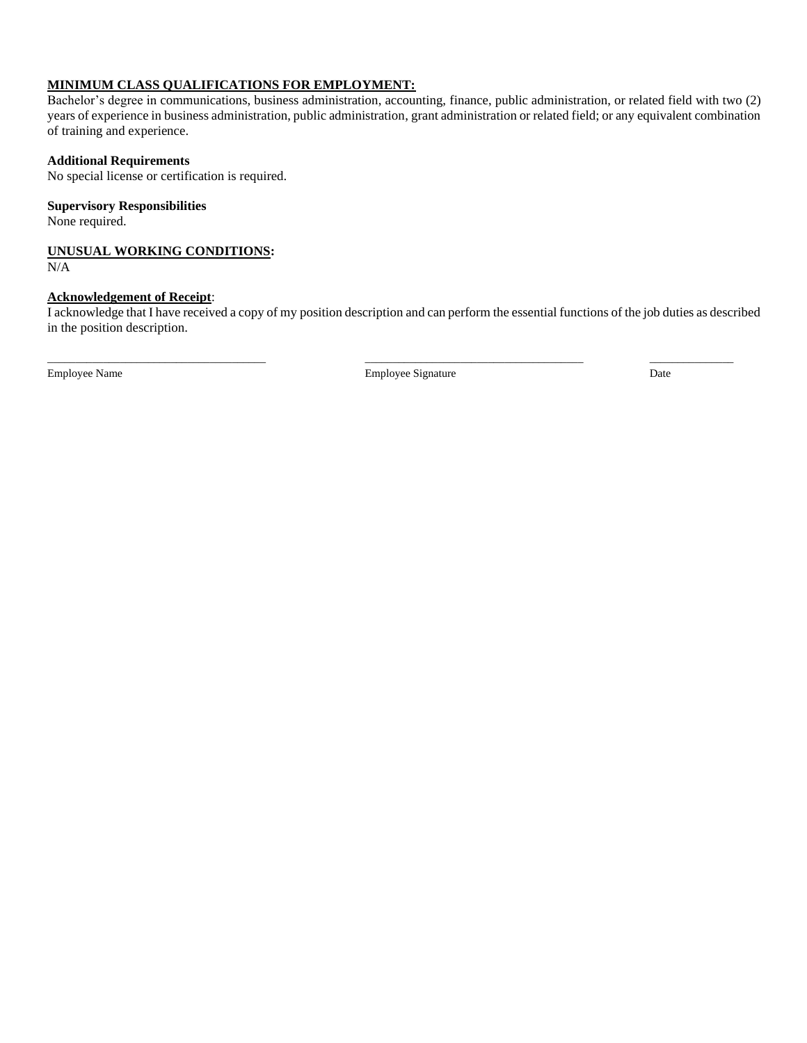**MINIMUM CLASS QUALIFICATIONS FOR EMPLOYMENT:**

Bachelor's degree in communications, business administration, accounting, finance, public administration, or related field with two (2) years of experience in business administration, public administration, grant administration or related field; or any equivalent combination of training and experience.

**Additional Requirements**

No special license or certification is required.

**Supervisory Responsibilities**

None required.

**UNUSUAL WORKING CONDITIONS:**

N/A

**Acknowledgement of Receipt**:

I acknowledge that I have received a copy of my position description and can perform the essential functions of the job duties as described in the position description.

| | | |
|---|---|---|
| ___________________________________ | ___________________________________ | ______________ |
| Employee Name | Employee Signature | Date |